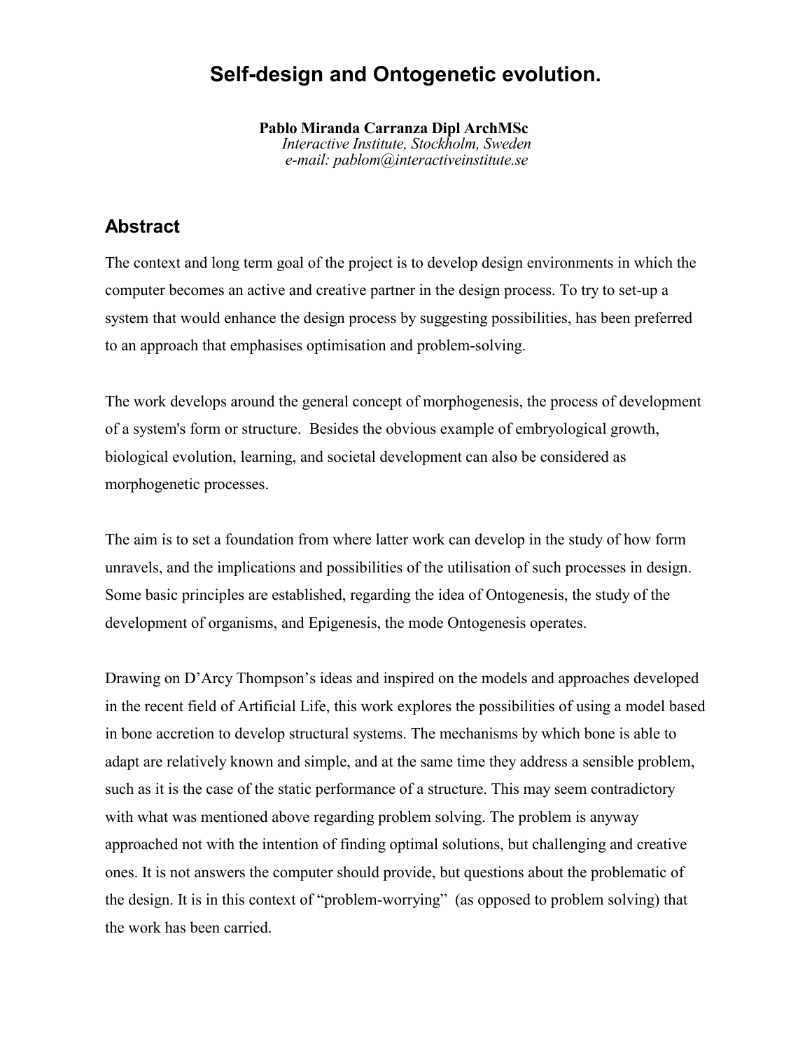# Self-design and Ontogenetic evolution.

**Pablo Miranda Carranza Dipl ArchMSc**
*Interactive Institute, Stockholm, Sweden*
*e-mail: pablom@interactiveinstitute.se*

## Abstract

The context and long term goal of the project is to develop design environments in which the computer becomes an active and creative partner in the design process. To try to set-up a system that would enhance the design process by suggesting possibilities, has been preferred to an approach that emphasises optimisation and problem-solving.

The work develops around the general concept of morphogenesis, the process of development of a system's form or structure. Besides the obvious example of embryological growth, biological evolution, learning, and societal development can also be considered as morphogenetic processes.

The aim is to set a foundation from where latter work can develop in the study of how form unravels, and the implications and possibilities of the utilisation of such processes in design. Some basic principles are established, regarding the idea of Ontogenesis, the study of the development of organisms, and Epigenesis, the mode Ontogenesis operates.

Drawing on D'Arcy Thompson's ideas and inspired on the models and approaches developed in the recent field of Artificial Life, this work explores the possibilities of using a model based in bone accretion to develop structural systems. The mechanisms by which bone is able to adapt are relatively known and simple, and at the same time they address a sensible problem, such as it is the case of the static performance of a structure. This may seem contradictory with what was mentioned above regarding problem solving. The problem is anyway approached not with the intention of finding optimal solutions, but challenging and creative ones. It is not answers the computer should provide, but questions about the problematic of the design. It is in this context of "problem-worrying" (as opposed to problem solving) that the work has been carried.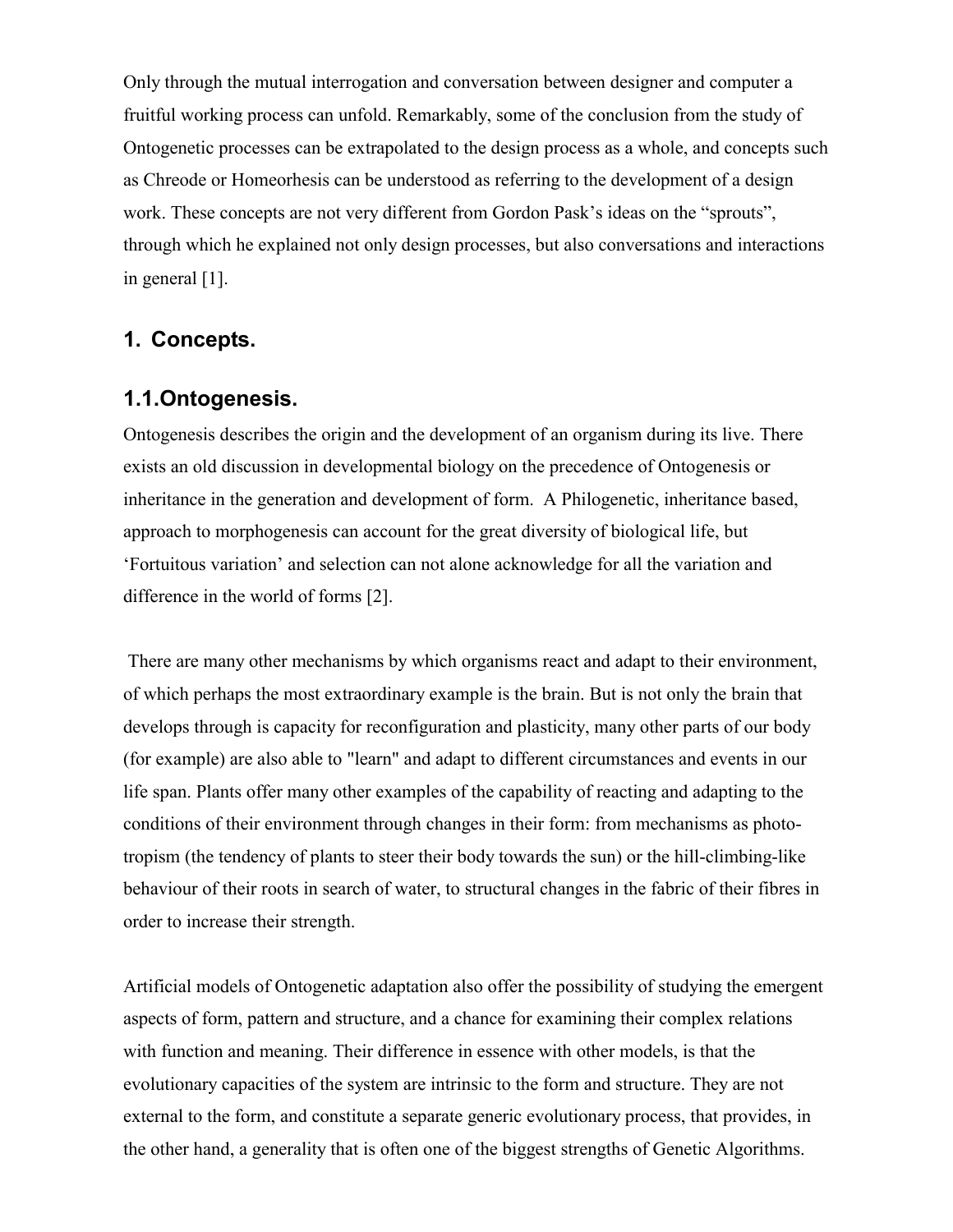Only through the mutual interrogation and conversation between designer and computer a fruitful working process can unfold. Remarkably, some of the conclusion from the study of Ontogenetic processes can be extrapolated to the design process as a whole, and concepts such as Chreode or Homeorhesis can be understood as referring to the development of a design work. These concepts are not very different from Gordon Pask's ideas on the "sprouts", through which he explained not only design processes, but also conversations and interactions in general [1].

## 1. Concepts.

### 1.1. Ontogenesis.

Ontogenesis describes the origin and the development of an organism during its live. There exists an old discussion in developmental biology on the precedence of Ontogenesis or inheritance in the generation and development of form. A Philogenetic, inheritance based, approach to morphogenesis can account for the great diversity of biological life, but 'Fortuitous variation' and selection can not alone acknowledge for all the variation and difference in the world of forms [2].

There are many other mechanisms by which organisms react and adapt to their environment, of which perhaps the most extraordinary example is the brain. But is not only the brain that develops through is capacity for reconfiguration and plasticity, many other parts of our body (for example) are also able to "learn" and adapt to different circumstances and events in our life span. Plants offer many other examples of the capability of reacting and adapting to the conditions of their environment through changes in their form: from mechanisms as photo-tropism (the tendency of plants to steer their body towards the sun) or the hill-climbing-like behaviour of their roots in search of water, to structural changes in the fabric of their fibres in order to increase their strength.

Artificial models of Ontogenetic adaptation also offer the possibility of studying the emergent aspects of form, pattern and structure, and a chance for examining their complex relations with function and meaning. Their difference in essence with other models, is that the evolutionary capacities of the system are intrinsic to the form and structure. They are not external to the form, and constitute a separate generic evolutionary process, that provides, in the other hand, a generality that is often one of the biggest strengths of Genetic Algorithms.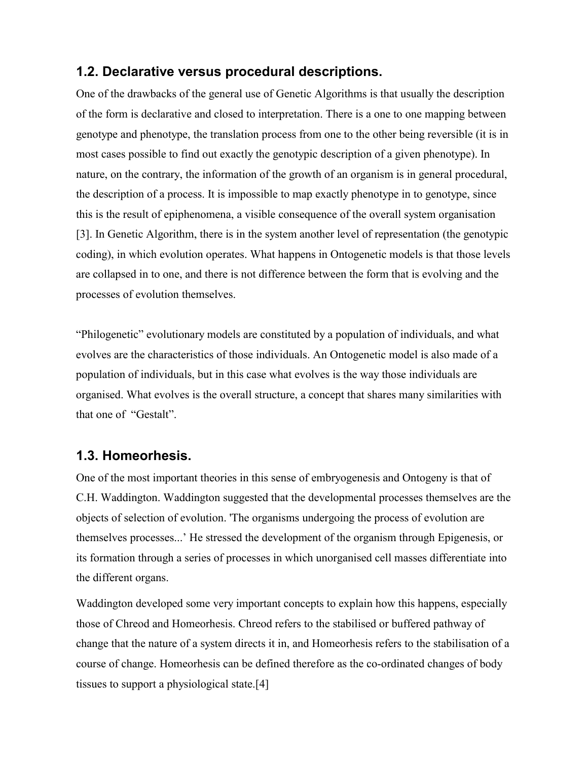## 1.2. Declarative versus procedural descriptions.

One of the drawbacks of the general use of Genetic Algorithms is that usually the description of the form is declarative and closed to interpretation. There is a one to one mapping between genotype and phenotype, the translation process from one to the other being reversible (it is in most cases possible to find out exactly the genotypic description of a given phenotype). In nature, on the contrary, the information of the growth of an organism is in general procedural, the description of a process. It is impossible to map exactly phenotype in to genotype, since this is the result of epiphenomena, a visible consequence of the overall system organisation [3]. In Genetic Algorithm, there is in the system another level of representation (the genotypic coding), in which evolution operates. What happens in Ontogenetic models is that those levels are collapsed in to one, and there is not difference between the form that is evolving and the processes of evolution themselves.

“Philogenetic” evolutionary models are constituted by a population of individuals, and what evolves are the characteristics of those individuals. An Ontogenetic model is also made of a population of individuals, but in this case what evolves is the way those individuals are organised. What evolves is the overall structure, a concept that shares many similarities with that one of “Gestalt”.

## 1.3. Homeorhesis.

One of the most important theories in this sense of embryogenesis and Ontogeny is that of C.H. Waddington. Waddington suggested that the developmental processes themselves are the objects of selection of evolution. 'The organisms undergoing the process of evolution are themselves processes...’ He stressed the development of the organism through Epigenesis, or its formation through a series of processes in which unorganised cell masses differentiate into the different organs.

Waddington developed some very important concepts to explain how this happens, especially those of Chreod and Homeorhesis. Chreod refers to the stabilised or buffered pathway of change that the nature of a system directs it in, and Homeorhesis refers to the stabilisation of a course of change. Homeorhesis can be defined therefore as the co-ordinated changes of body tissues to support a physiological state.[4]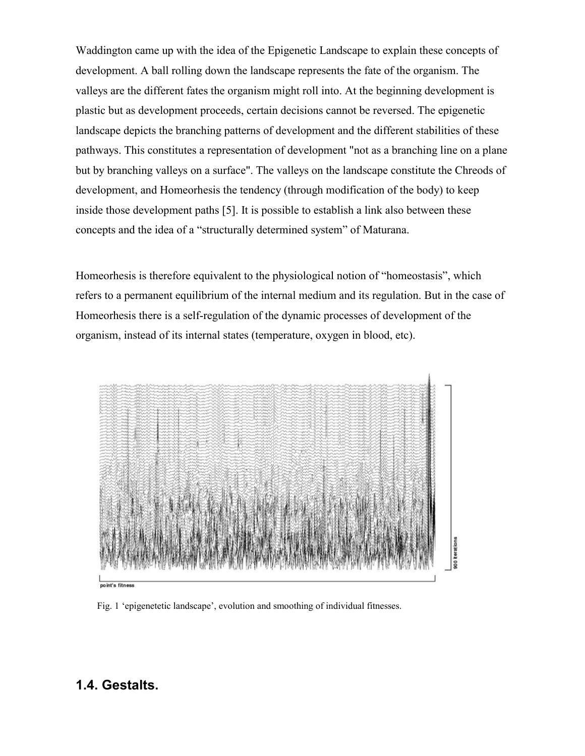Waddington came up with the idea of the Epigenetic Landscape to explain these concepts of development. A ball rolling down the landscape represents the fate of the organism. The valleys are the different fates the organism might roll into. At the beginning development is plastic but as development proceeds, certain decisions cannot be reversed. The epigenetic landscape depicts the branching patterns of development and the different stabilities of these pathways. This constitutes a representation of development "not as a branching line on a plane but by branching valleys on a surface". The valleys on the landscape constitute the Chreods of development, and Homeorhesis the tendency (through modification of the body) to keep inside those development paths [5]. It is possible to establish a link also between these concepts and the idea of a “structurally determined system” of Maturana.

Homeorhesis is therefore equivalent to the physiological notion of “homeostasis”, which refers to a permanent equilibrium of the internal medium and its regulation. But in the case of Homeorhesis there is a self-regulation of the dynamic processes of development of the organism, instead of its internal states (temperature, oxygen in blood, etc).

point's fitness

900 iterations

Fig. 1 ‘epigenetetic landscape’, evolution and smoothing of individual fitnesses.

## 1.4. Gestalts.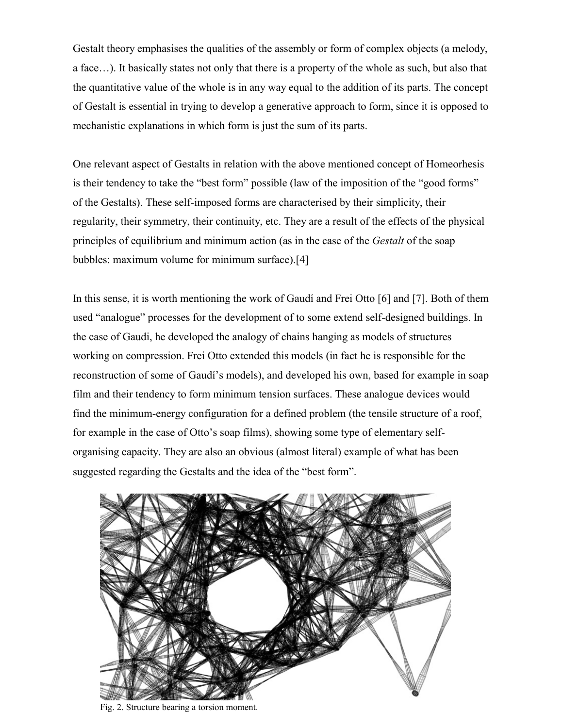Gestalt theory emphasises the qualities of the assembly or form of complex objects (a melody, a face…). It basically states not only that there is a property of the whole as such, but also that the quantitative value of the whole is in any way equal to the addition of its parts. The concept of Gestalt is essential in trying to develop a generative approach to form, since it is opposed to mechanistic explanations in which form is just the sum of its parts.

One relevant aspect of Gestalts in relation with the above mentioned concept of Homeorhesis is their tendency to take the "best form" possible (law of the imposition of the "good forms" of the Gestalts). These self-imposed forms are characterised by their simplicity, their regularity, their symmetry, their continuity, etc. They are a result of the effects of the physical principles of equilibrium and minimum action (as in the case of the *Gestalt* of the soap bubbles: maximum volume for minimum surface).[4]

In this sense, it is worth mentioning the work of Gaudí and Frei Otto [6] and [7]. Both of them used "analogue" processes for the development of to some extend self-designed buildings. In the case of Gaudi, he developed the analogy of chains hanging as models of structures working on compression. Frei Otto extended this models (in fact he is responsible for the reconstruction of some of Gaudí's models), and developed his own, based for example in soap film and their tendency to form minimum tension surfaces. These analogue devices would find the minimum-energy configuration for a defined problem (the tensile structure of a roof, for example in the case of Otto's soap films), showing some type of elementary self-organising capacity. They are also an obvious (almost literal) example of what has been suggested regarding the Gestalts and the idea of the "best form".

Fig. 2. Structure bearing a torsion moment.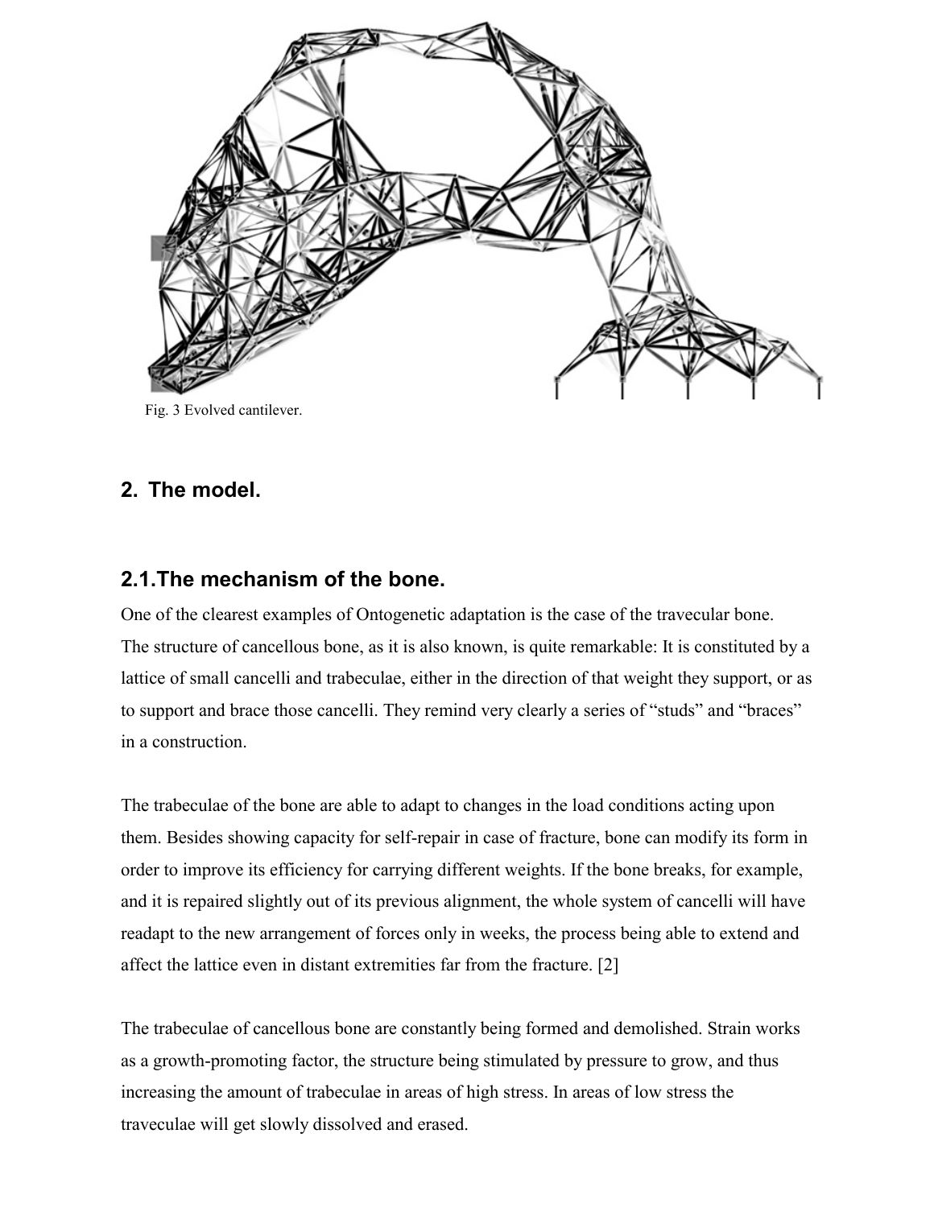Fig. 3 Evolved cantilever.

## 2. The model.

### 2.1. The mechanism of the bone.

One of the clearest examples of Ontogenetic adaptation is the case of the travecular bone. The structure of cancellous bone, as it is also known, is quite remarkable: It is constituted by a lattice of small cancelli and trabeculae, either in the direction of that weight they support, or as to support and brace those cancelli. They remind very clearly a series of "studs" and "braces" in a construction.

The trabeculae of the bone are able to adapt to changes in the load conditions acting upon them. Besides showing capacity for self-repair in case of fracture, bone can modify its form in order to improve its efficiency for carrying different weights. If the bone breaks, for example, and it is repaired slightly out of its previous alignment, the whole system of cancelli will have readapt to the new arrangement of forces only in weeks, the process being able to extend and affect the lattice even in distant extremities far from the fracture. [2]

The trabeculae of cancellous bone are constantly being formed and demolished. Strain works as a growth-promoting factor, the structure being stimulated by pressure to grow, and thus increasing the amount of trabeculae in areas of high stress. In areas of low stress the traveculae will get slowly dissolved and erased.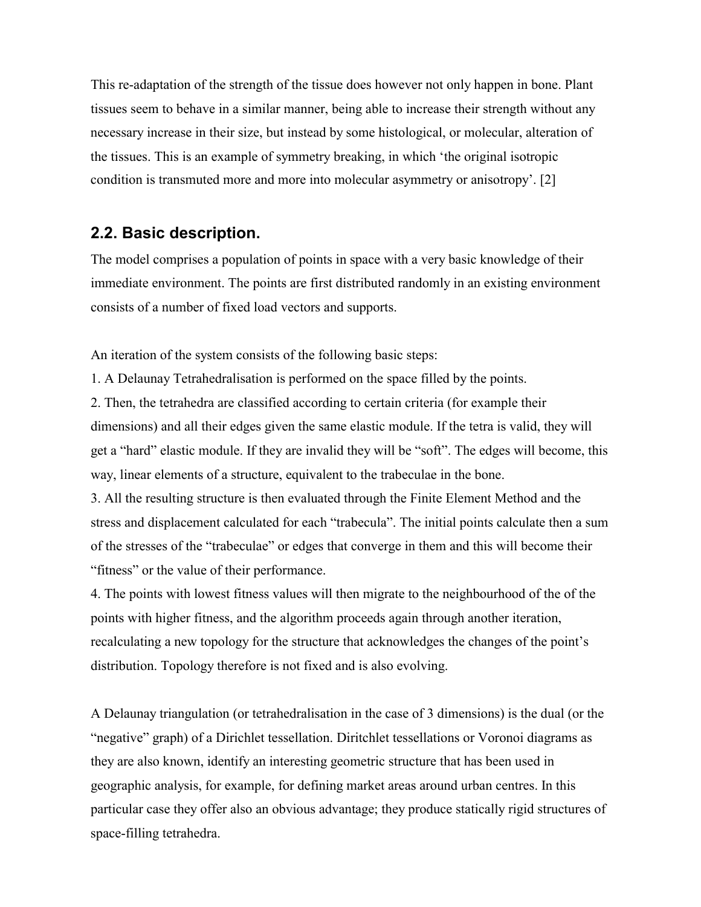This re-adaptation of the strength of the tissue does however not only happen in bone. Plant tissues seem to behave in a similar manner, being able to increase their strength without any necessary increase in their size, but instead by some histological, or molecular, alteration of the tissues. This is an example of symmetry breaking, in which 'the original isotropic condition is transmuted more and more into molecular asymmetry or anisotropy'. [2]

## 2.2. Basic description.

The model comprises a population of points in space with a very basic knowledge of their immediate environment. The points are first distributed randomly in an existing environment consists of a number of fixed load vectors and supports.

An iteration of the system consists of the following basic steps:

1. A Delaunay Tetrahedralisation is performed on the space filled by the points.
2. Then, the tetrahedra are classified according to certain criteria (for example their dimensions) and all their edges given the same elastic module. If the tetra is valid, they will get a "hard" elastic module. If they are invalid they will be "soft". The edges will become, this way, linear elements of a structure, equivalent to the trabeculae in the bone.
3. All the resulting structure is then evaluated through the Finite Element Method and the stress and displacement calculated for each "trabecula". The initial points calculate then a sum of the stresses of the "trabeculae" or edges that converge in them and this will become their "fitness" or the value of their performance.
4. The points with lowest fitness values will then migrate to the neighbourhood of the of the points with higher fitness, and the algorithm proceeds again through another iteration, recalculating a new topology for the structure that acknowledges the changes of the point's distribution. Topology therefore is not fixed and is also evolving.

A Delaunay triangulation (or tetrahedralisation in the case of 3 dimensions) is the dual (or the "negative" graph) of a Dirichlet tessellation. Diritchlet tessellations or Voronoi diagrams as they are also known, identify an interesting geometric structure that has been used in geographic analysis, for example, for defining market areas around urban centres. In this particular case they offer also an obvious advantage; they produce statically rigid structures of space-filling tetrahedra.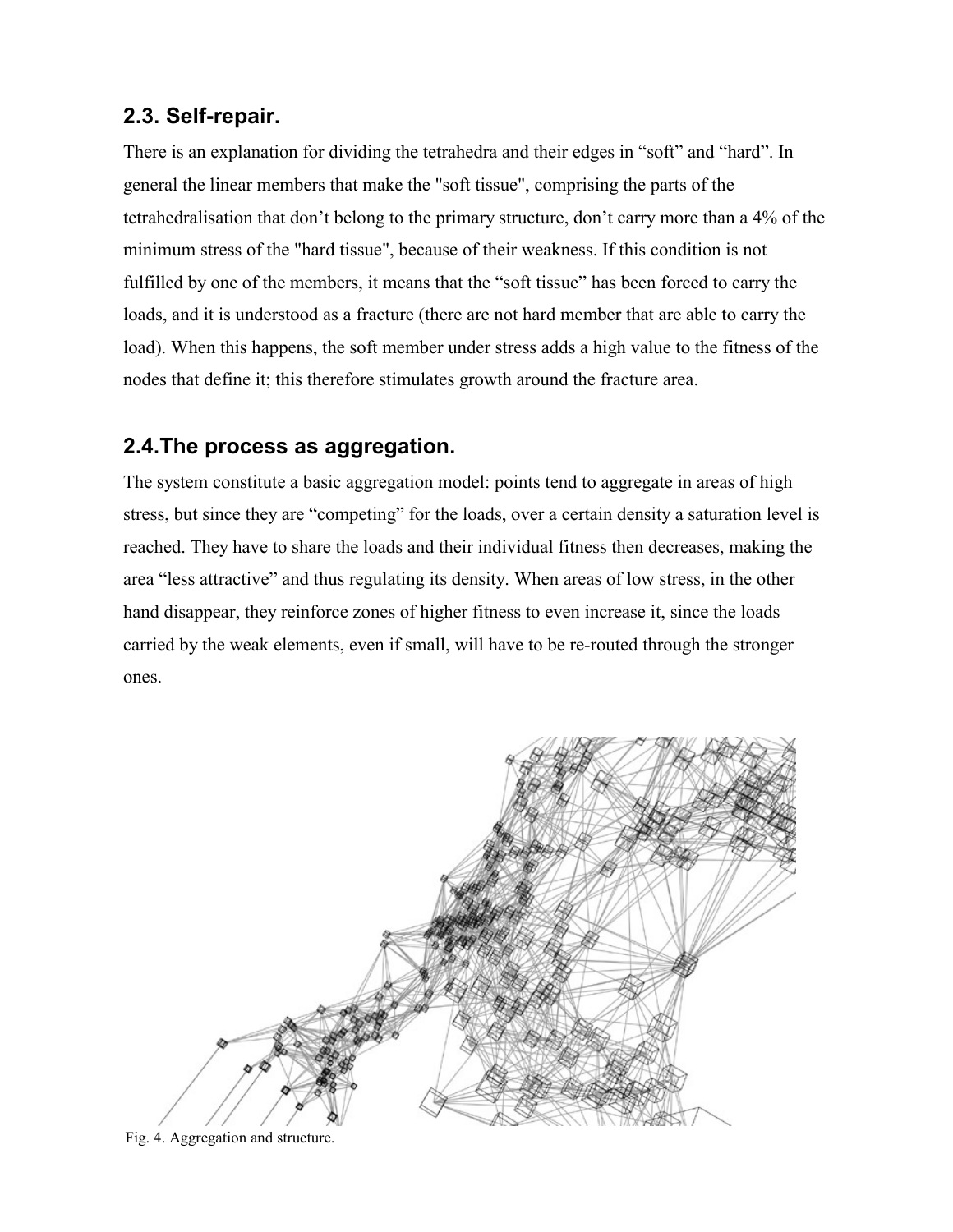## 2.3. Self-repair.

There is an explanation for dividing the tetrahedra and their edges in “soft” and “hard”. In general the linear members that make the "soft tissue", comprising the parts of the tetrahedralisation that don’t belong to the primary structure, don’t carry more than a 4% of the minimum stress of the "hard tissue", because of their weakness. If this condition is not fulfilled by one of the members, it means that the “soft tissue” has been forced to carry the loads, and it is understood as a fracture (there are not hard member that are able to carry the load). When this happens, the soft member under stress adds a high value to the fitness of the nodes that define it; this therefore stimulates growth around the fracture area.

## 2.4.The process as aggregation.

The system constitute a basic aggregation model: points tend to aggregate in areas of high stress, but since they are “competing” for the loads, over a certain density a saturation level is reached. They have to share the loads and their individual fitness then decreases, making the area “less attractive” and thus regulating its density. When areas of low stress, in the other hand disappear, they reinforce zones of higher fitness to even increase it, since the loads carried by the weak elements, even if small, will have to be re-routed through the stronger ones.

Fig. 4. Aggregation and structure.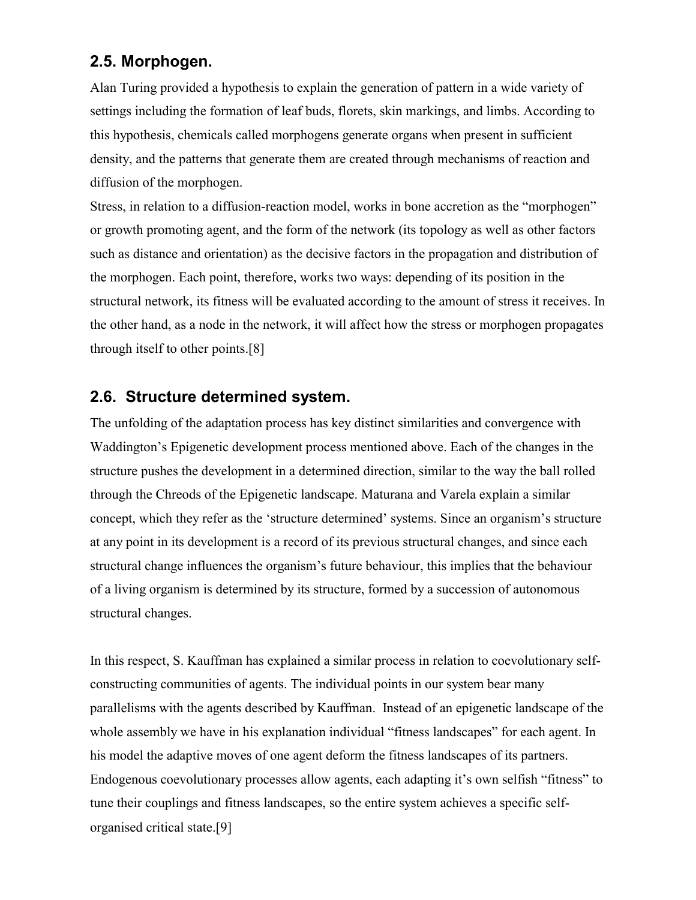## 2.5. Morphogen.

Alan Turing provided a hypothesis to explain the generation of pattern in a wide variety of settings including the formation of leaf buds, florets, skin markings, and limbs. According to this hypothesis, chemicals called morphogens generate organs when present in sufficient density, and the patterns that generate them are created through mechanisms of reaction and diffusion of the morphogen.

Stress, in relation to a diffusion-reaction model, works in bone accretion as the "morphogen" or growth promoting agent, and the form of the network (its topology as well as other factors such as distance and orientation) as the decisive factors in the propagation and distribution of the morphogen. Each point, therefore, works two ways: depending of its position in the structural network, its fitness will be evaluated according to the amount of stress it receives. In the other hand, as a node in the network, it will affect how the stress or morphogen propagates through itself to other points.[8]

## 2.6. Structure determined system.

The unfolding of the adaptation process has key distinct similarities and convergence with Waddington's Epigenetic development process mentioned above. Each of the changes in the structure pushes the development in a determined direction, similar to the way the ball rolled through the Chreods of the Epigenetic landscape. Maturana and Varela explain a similar concept, which they refer as the 'structure determined' systems. Since an organism's structure at any point in its development is a record of its previous structural changes, and since each structural change influences the organism's future behaviour, this implies that the behaviour of a living organism is determined by its structure, formed by a succession of autonomous structural changes.

In this respect, S. Kauffman has explained a similar process in relation to coevolutionary self-constructing communities of agents. The individual points in our system bear many parallelisms with the agents described by Kauffman. Instead of an epigenetic landscape of the whole assembly we have in his explanation individual "fitness landscapes" for each agent. In his model the adaptive moves of one agent deform the fitness landscapes of its partners. Endogenous coevolutionary processes allow agents, each adapting it's own selfish "fitness" to tune their couplings and fitness landscapes, so the entire system achieves a specific self-organised critical state.[9]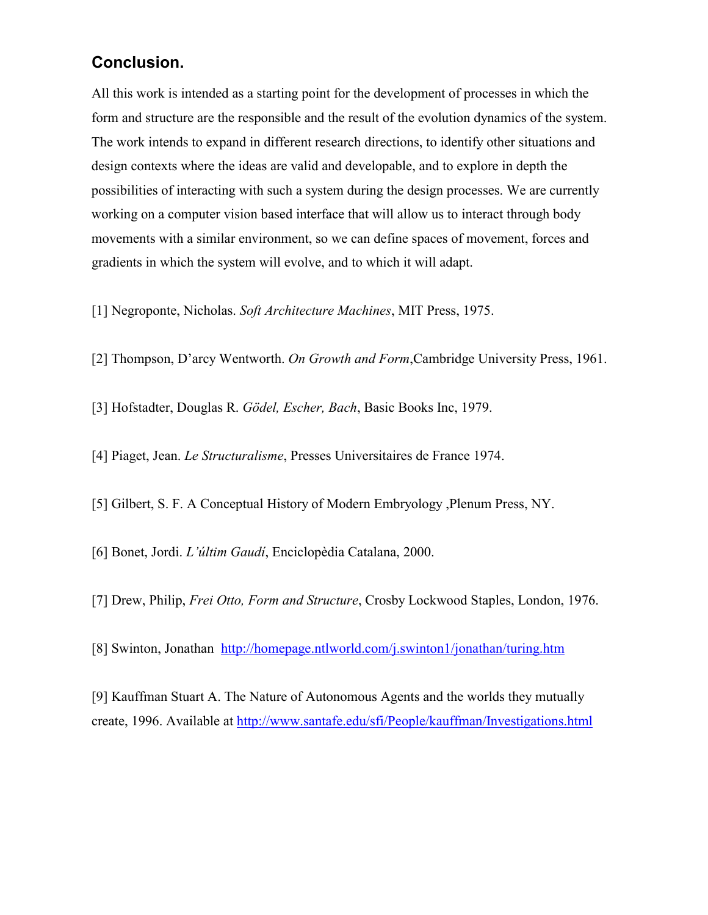## Conclusion.

All this work is intended as a starting point for the development of processes in which the form and structure are the responsible and the result of the evolution dynamics of the system. The work intends to expand in different research directions, to identify other situations and design contexts where the ideas are valid and developable, and to explore in depth the possibilities of interacting with such a system during the design processes. We are currently working on a computer vision based interface that will allow us to interact through body movements with a similar environment, so we can define spaces of movement, forces and gradients in which the system will evolve, and to which it will adapt.

[1] Negroponte, Nicholas. *Soft Architecture Machines*, MIT Press, 1975.

[2] Thompson, D'arcy Wentworth. *On Growth and Form*,Cambridge University Press, 1961.

[3] Hofstadter, Douglas R. *Gödel, Escher, Bach*, Basic Books Inc, 1979.

[4] Piaget, Jean. *Le Structuralisme*, Presses Universitaires de France 1974.

[5] Gilbert, S. F. A Conceptual History of Modern Embryology ,Plenum Press, NY.

[6] Bonet, Jordi. *L'últim Gaudí*, Enciclopèdia Catalana, 2000.

[7] Drew, Philip, *Frei Otto, Form and Structure*, Crosby Lockwood Staples, London, 1976.

[8] Swinton, Jonathan [http://homepage.ntlworld.com/j.swinton1/jonathan/turing.htm](http://homepage.ntlworld.com/j.swinton1/jonathan/turing.htm)

[9] Kauffman Stuart A. The Nature of Autonomous Agents and the worlds they mutually create, 1996. Available at [http://www.santafe.edu/sfi/People/kauffman/Investigations.html](http://www.santafe.edu/sfi/People/kauffman/Investigations.html)